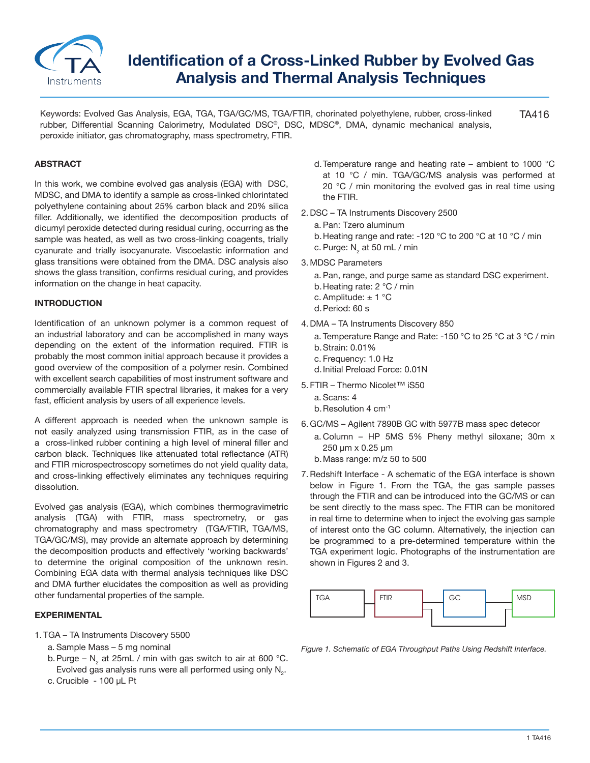# Identification of a Cross-Linked Rubber by Evolved Gas Analysis and Thermal Analysis Techniques

Keywords: Evolved Gas Analysis, EGA, TGA, TGA/GC/MS, TGA/FTIR, chorinated polyethylene, rubber, cross-linked rubber, Differential Scanning Calorimetry, Modulated DSC®, DSC, MDSC®, DMA, dynamic mechanical analysis, peroxide initiator, gas chromatography, mass spectrometry, FTIR.

TA416

## ABSTRACT

In this work, we combine evolved gas analysis (EGA) with DSC, MDSC, and DMA to identify a sample as cross-linked chlorintated polyethylene containing about 25% carbon black and 20% silica filler. Additionally, we identified the decomposition products of dicumyl peroxide detected during residual curing, occurring as the sample was heated, as well as two cross-linking coagents, trially cyanurate and trially isocyanurate. Viscoelastic information and glass transitions were obtained from the DMA. DSC analysis also shows the glass transition, confirms residual curing, and provides information on the change in heat capacity.

## INTRODUCTION

Identification of an unknown polymer is a common request of an industrial laboratory and can be accomplished in many ways depending on the extent of the information required. FTIR is probably the most common initial approach because it provides a good overview of the composition of a polymer resin. Combined with excellent search capabilities of most instrument software and commercially available FTIR spectral libraries, it makes for a very fast, efficient analysis by users of all experience levels.

A different approach is needed when the unknown sample is not easily analyzed using transmission FTIR, as in the case of a cross-linked rubber contining a high level of mineral filler and carbon black. Techniques like attenuated total reflectance (ATR) and FTIR microspectroscopy sometimes do not yield quality data, and cross-linking effectively eliminates any techniques requiring dissolution.

Evolved gas analysis (EGA), which combines thermogravimetric analysis (TGA) with FTIR, mass spectrometry, or gas chromatography and mass spectrometry (TGA/FTIR, TGA/MS, TGA/GC/MS), may provide an alternate approach by determining the decomposition products and effectively 'working backwards' to determine the original composition of the unknown resin. Combining EGA data with thermal analysis techniques like DSC and DMA further elucidates the composition as well as providing other fundamental properties of the sample.

## EXPERIMENTAL

1. TGA – TA Instruments Discovery 5500
   a. Sample Mass – 5 mg nominal
   b. Purge – $N_2$ at 25mL / min with gas switch to air at 600 °C. Evolved gas analysis runs were all performed using only $N_2$.
   c. Crucible - 100 µL Pt
   d. Temperature range and heating rate – ambient to 1000 °C at 10 °C / min. TGA/GC/MS analysis was performed at 20 °C / min monitoring the evolved gas in real time using the FTIR.
2. DSC – TA Instruments Discovery 2500
   a. Pan: Tzero aluminum
   b. Heating range and rate: -120 °C to 200 °C at 10 °C / min
   c. Purge: $N_2$ at 50 mL / min
3. MDSC Parameters
   a. Pan, range, and purge same as standard DSC experiment.
   b. Heating rate: 2 °C / min
   c. Amplitude: ± 1 °C
   d. Period: 60 s
4. DMA – TA Instruments Discovery 850
   a. Temperature Range and Rate: -150 °C to 25 °C at 3 °C / min
   b. Strain: 0.01%
   c. Frequency: 1.0 Hz
   d. Initial Preload Force: 0.01N
5. FTIR – Thermo Nicolet™ iS50
   a. Scans: 4
   b. Resolution 4 $cm^{-1}$
6. GC/MS – Agilent 7890B GC with 5977B mass spec detecor
   a. Column – HP 5MS 5% Pheny methyl siloxane; 30m x 250 µm x 0.25 µm
   b. Mass range: m/z 50 to 500
7. Redshift Interface - A schematic of the EGA interface is shown below in Figure 1. From the TGA, the gas sample passes through the FTIR and can be introduced into the GC/MS or can be sent directly to the mass spec. The FTIR can be monitored in real time to determine when to inject the evolving gas sample of interest onto the GC column. Alternatively, the injection can be programmed to a pre-determined temperature within the TGA experiment logic. Photographs of the instrumentation are shown in Figures 2 and 3.

TGA → FTIR → GC → MSD

*Figure 1. Schematic of EGA Throughput Paths Using Redshift Interface.*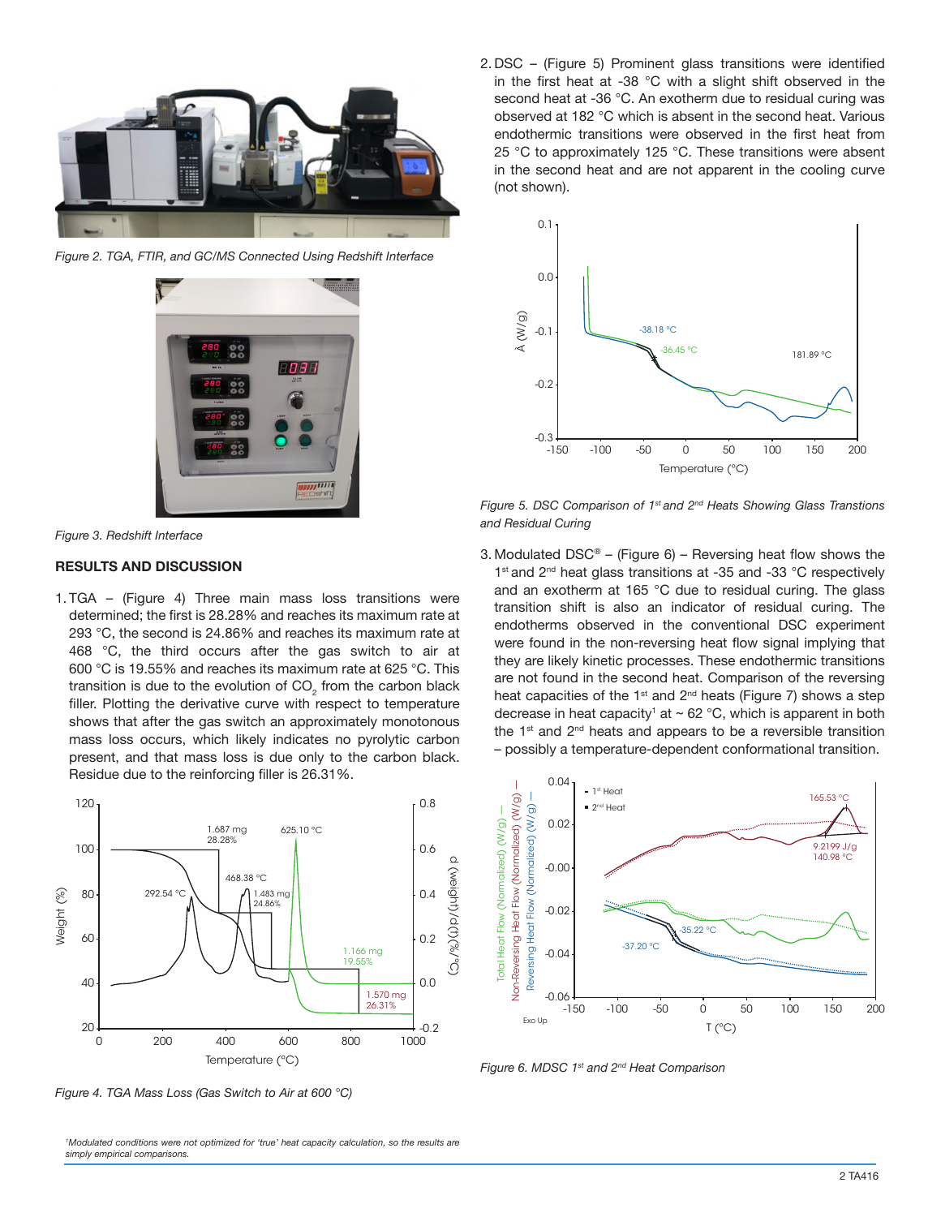Figure 2. TGA, FTIR, and GC/MS Connected Using Redshift Interface

Figure 3. Redshift Interface

## RESULTS AND DISCUSSION

1. TGA – (Figure 4) Three main mass loss transitions were determined; the first is 28.28% and reaches its maximum rate at 293 °C, the second is 24.86% and reaches its maximum rate at 468 °C, the third occurs after the gas switch to air at 600 °C is 19.55% and reaches its maximum rate at 625 °C. This transition is due to the evolution of $CO_2$ from the carbon black filler. Plotting the derivative curve with respect to temperature shows that after the gas switch an approximately monotonous mass loss occurs, which likely indicates no pyrolytic carbon present, and that mass loss is due only to the carbon black. Residue due to the reinforcing filler is 26.31%.

Figure 4. TGA Mass Loss (Gas Switch to Air at 600 °C)

2. DSC – (Figure 5) Prominent glass transitions were identified in the first heat at -38 °C with a slight shift observed in the second heat at -36 °C. An exotherm due to residual curing was observed at 182 °C which is absent in the second heat. Various endothermic transitions were observed in the first heat from 25 °C to approximately 125 °C. These transitions were absent in the second heat and are not apparent in the cooling curve (not shown).

Figure 5. DSC Comparison of 1st and 2nd Heats Showing Glass Transtions and Residual Curing

3. Modulated DSC® – (Figure 6) – Reversing heat flow shows the 1st and 2nd heat glass transitions at -35 and -33 °C respectively and an exotherm at 165 °C due to residual curing. The glass transition shift is also an indicator of residual curing. The endotherms observed in the conventional DSC experiment were found in the non-reversing heat flow signal implying that they are likely kinetic processes. These endothermic transitions are not found in the second heat. Comparison of the reversing heat capacities of the 1st and 2nd heats (Figure 7) shows a step decrease in heat capacity[1] at ~ 62 °C, which is apparent in both the 1st and 2nd heats and appears to be a reversible transition – possibly a temperature-dependent conformational transition.

Figure 6. MDSC 1st and 2nd Heat Comparison

[1]Modulated conditions were not optimized for 'true' heat capacity calculation, so the results are simply empirical comparisons.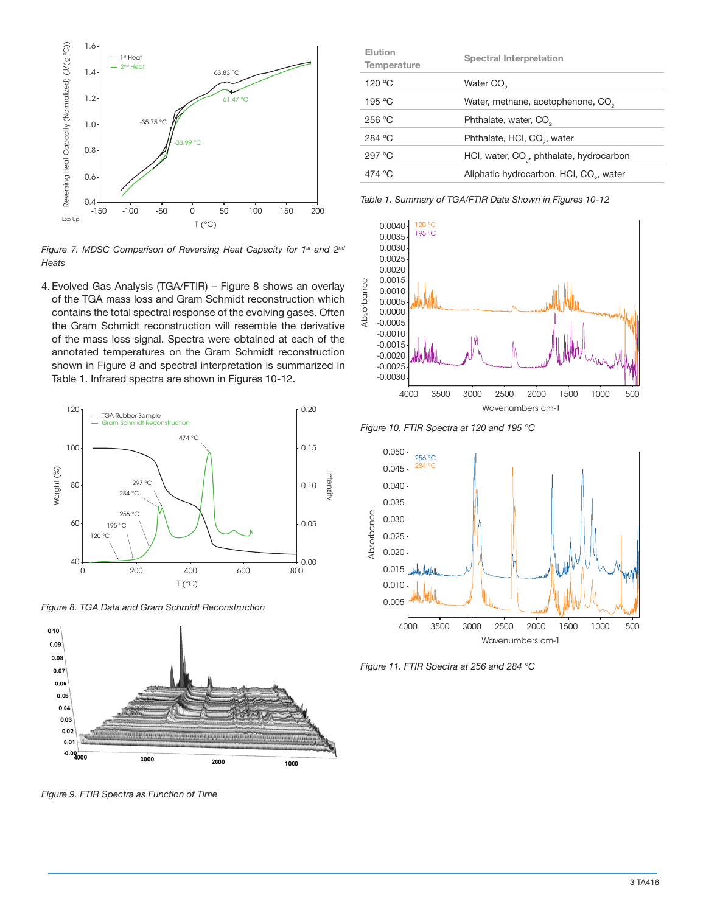Figure 7. MDSC Comparison of Reversing Heat Capacity for 1st and 2nd Heats

4. Evolved Gas Analysis (TGA/FTIR) – Figure 8 shows an overlay of the TGA mass loss and Gram Schmidt reconstruction which contains the total spectral response of the evolving gases. Often the Gram Schmidt reconstruction will resemble the derivative of the mass loss signal. Spectra were obtained at each of the annotated temperatures on the Gram Schmidt reconstruction shown in Figure 8 and spectral interpretation is summarized in Table 1. Infrared spectra are shown in Figures 10-12.

Figure 8. TGA Data and Gram Schmidt Reconstruction

Figure 9. FTIR Spectra as Function of Time

| Elution Temperature | Spectral Interpretation |
|---|---|
| 120 °C | Water $CO_2$ |
| 195 °C | Water, methane, acetophenone, $CO_2$ |
| 256 °C | Phthalate, water, $CO_2$ |
| 284 °C | Phthalate, HCl, $CO_2$, water |
| 297 °C | HCl, water, $CO_2$, phthalate, hydrocarbon |
| 474 °C | Aliphatic hydrocarbon, HCl, $CO_2$, water |

Table 1. Summary of TGA/FTIR Data Shown in Figures 10-12

Figure 10. FTIR Spectra at 120 and 195 °C

Figure 11. FTIR Spectra at 256 and 284 °C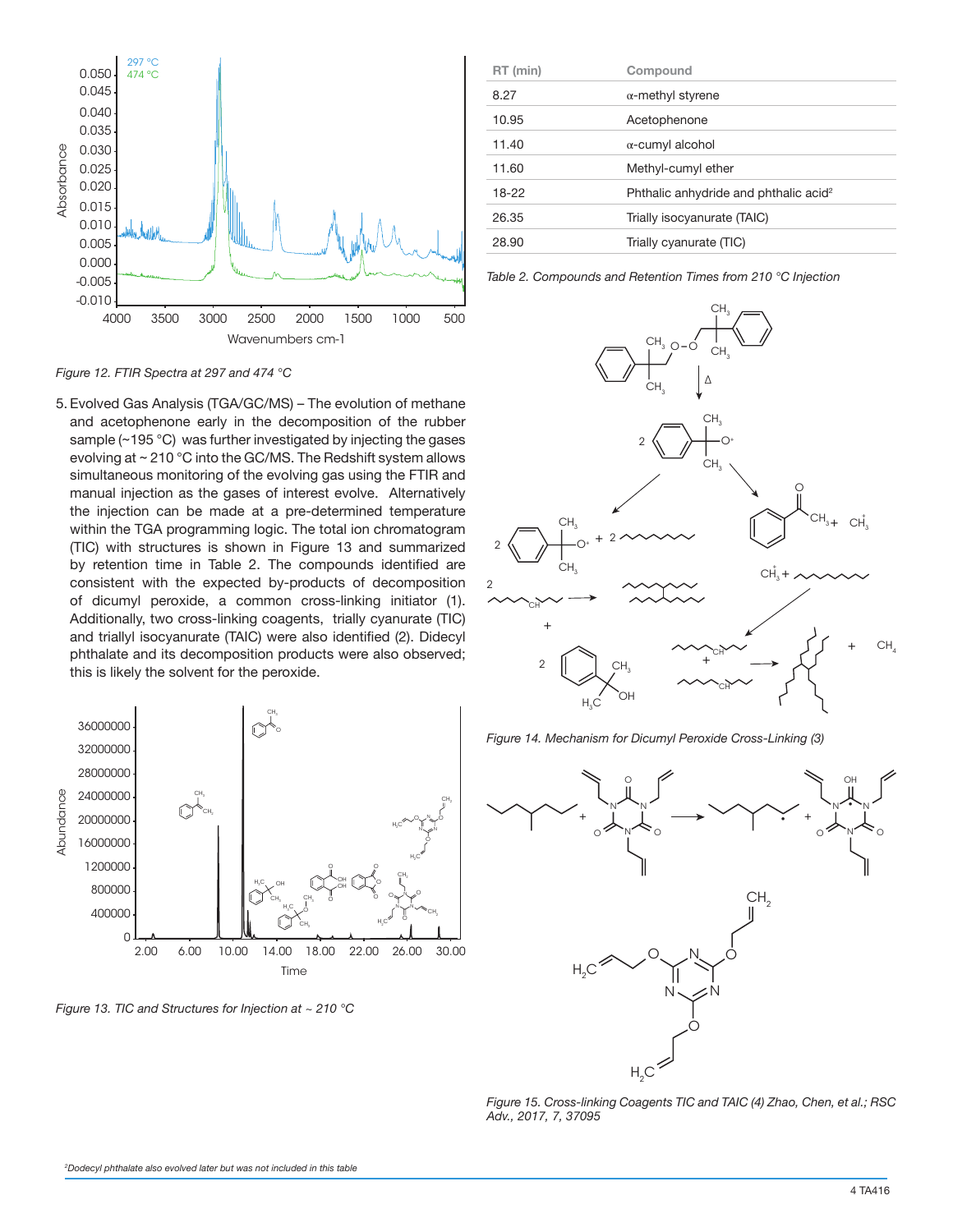Figure 12. FTIR Spectra at 297 and 474 °C

5. Evolved Gas Analysis (TGA/GC/MS) – The evolution of methane and acetophenone early in the decomposition of the rubber sample (~195 °C) was further investigated by injecting the gases evolving at ~ 210 °C into the GC/MS. The Redshift system allows simultaneous monitoring of the evolving gas using the FTIR and manual injection as the gases of interest evolve. Alternatively the injection can be made at a pre-determined temperature within the TGA programming logic. The total ion chromatogram (TIC) with structures is shown in Figure 13 and summarized by retention time in Table 2. The compounds identified are consistent with the expected by-products of decomposition of dicumyl peroxide, a common cross-linking initiator (1). Additionally, two cross-linking coagents, trially cyanurate (TIC) and triallyl isocyanurate (TAIC) were also identified (2). Didecyl phthalate and its decomposition products were also observed; this is likely the solvent for the peroxide.

Figure 13. TIC and Structures for Injection at ~ 210 °C

| RT (min) | Compound |
|---|---|
| 8.27 | α-methyl styrene |
| 10.95 | Acetophenone |
| 11.40 | α-cumyl alcohol |
| 11.60 | Methyl-cumyl ether |
| 18-22 | Phthalic anhydride and phthalic acid[2] |
| 26.35 | Trially isocyanurate (TAIC) |
| 28.90 | Trially cyanurate (TIC) |

Table 2. Compounds and Retention Times from 210 °C Injection

Figure 14. Mechanism for Dicumyl Peroxide Cross-Linking (3)

Figure 15. Cross-linking Coagents TIC and TAIC (4) Zhao, Chen, et al.; RSC Adv., 2017, 7, 37095

[2] Dodecyl phthalate also evolved later but was not included in this table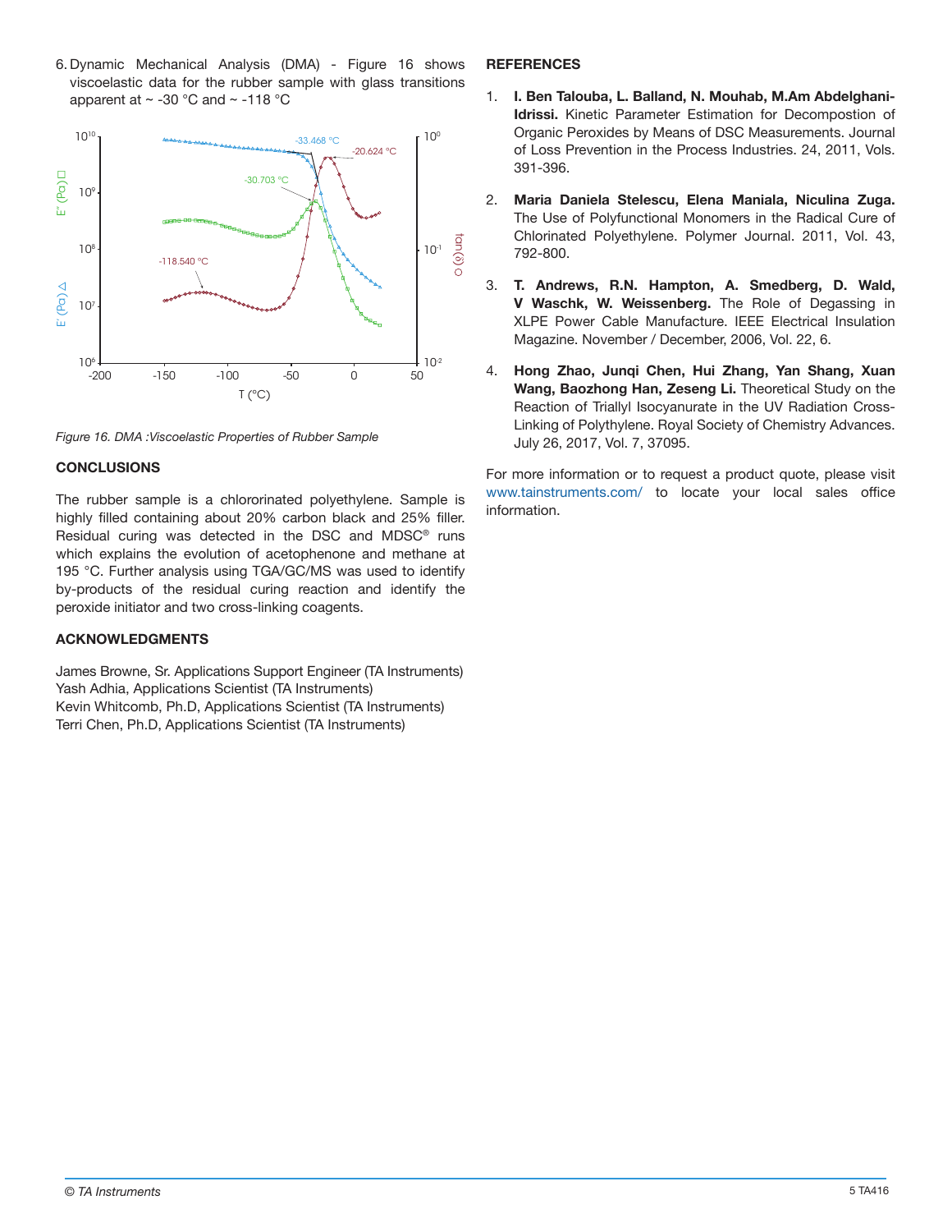6. Dynamic Mechanical Analysis (DMA) - Figure 16 shows viscoelastic data for the rubber sample with glass transitions apparent at ~ -30 °C and ~ -118 °C

$10^{10}$
$10^9$
$10^8$
$10^7$
$10^6$
E'' (Pa) □
E' (Pa) △
$10^0$
$10^{-1}$
$10^{-2}$
tan(δ) ○
-33.468 °C
-20.624 °C
-30.703 °C
-118.540 °C
-200 -150 -100 -50 0 50
T (°C)

*Figure 16. DMA :Viscoelastic Properties of Rubber Sample*

## CONCLUSIONS

The rubber sample is a chlororinated polyethylene. Sample is highly filled containing about 20% carbon black and 25% filler. Residual curing was detected in the DSC and MDSC® runs which explains the evolution of acetophenone and methane at 195 °C. Further analysis using TGA/GC/MS was used to identify by-products of the residual curing reaction and identify the peroxide initiator and two cross-linking coagents.

## ACKNOWLEDGMENTS

James Browne, Sr. Applications Support Engineer (TA Instruments)
Yash Adhia, Applications Scientist (TA Instruments)
Kevin Whitcomb, Ph.D, Applications Scientist (TA Instruments)
Terri Chen, Ph.D, Applications Scientist (TA Instruments)

## REFERENCES

1. **I. Ben Talouba, L. Balland, N. Mouhab, M.Am Abdelghani-Idrissi.** Kinetic Parameter Estimation for Decompostion of Organic Peroxides by Means of DSC Measurements. Journal of Loss Prevention in the Process Industries. 24, 2011, Vols. 391-396.
2. **Maria Daniela Stelescu, Elena Maniala, Niculina Zuga.** The Use of Polyfunctional Monomers in the Radical Cure of Chlorinated Polyethylene. Polymer Journal. 2011, Vol. 43, 792-800.
3. **T. Andrews, R.N. Hampton, A. Smedberg, D. Wald, V Waschk, W. Weissenberg.** The Role of Degassing in XLPE Power Cable Manufacture. IEEE Electrical Insulation Magazine. November / December, 2006, Vol. 22, 6.
4. **Hong Zhao, Junqi Chen, Hui Zhang, Yan Shang, Xuan Wang, Baozhong Han, Zeseng Li.** Theoretical Study on the Reaction of Triallyl Isocyanurate in the UV Radiation Cross-Linking of Polythylene. Royal Society of Chemistry Advances. July 26, 2017, Vol. 7, 37095.

For more information or to request a product quote, please visit www.tainstruments.com/ to locate your local sales office information.